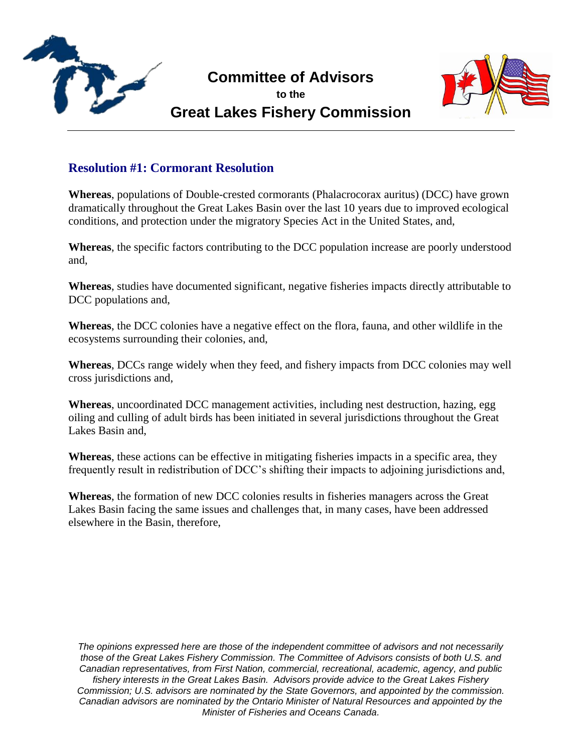# Committee of Advisors

to the

# Great Lakes Fishery Commission

## Resolution #1: Cormorant Resolution

**Whereas**, populations of Double-crested cormorants (Phalacrocorax auritus) (DCC) have grown dramatically throughout the Great Lakes Basin over the last 10 years due to improved ecological conditions, and protection under the migratory Species Act in the United States, and,

**Whereas**, the specific factors contributing to the DCC population increase are poorly understood and,

**Whereas**, studies have documented significant, negative fisheries impacts directly attributable to DCC populations and,

**Whereas**, the DCC colonies have a negative effect on the flora, fauna, and other wildlife in the ecosystems surrounding their colonies, and,

**Whereas**, DCCs range widely when they feed, and fishery impacts from DCC colonies may well cross jurisdictions and,

**Whereas**, uncoordinated DCC management activities, including nest destruction, hazing, egg oiling and culling of adult birds has been initiated in several jurisdictions throughout the Great Lakes Basin and,

**Whereas**, these actions can be effective in mitigating fisheries impacts in a specific area, they frequently result in redistribution of DCC's shifting their impacts to adjoining jurisdictions and,

**Whereas**, the formation of new DCC colonies results in fisheries managers across the Great Lakes Basin facing the same issues and challenges that, in many cases, have been addressed elsewhere in the Basin, therefore,

*The opinions expressed here are those of the independent committee of advisors and not necessarily those of the Great Lakes Fishery Commission. The Committee of Advisors consists of both U.S. and Canadian representatives, from First Nation, commercial, recreational, academic, agency, and public fishery interests in the Great Lakes Basin. Advisors provide advice to the Great Lakes Fishery Commission; U.S. advisors are nominated by the State Governors, and appointed by the commission. Canadian advisors are nominated by the Ontario Minister of Natural Resources and appointed by the Minister of Fisheries and Oceans Canada.*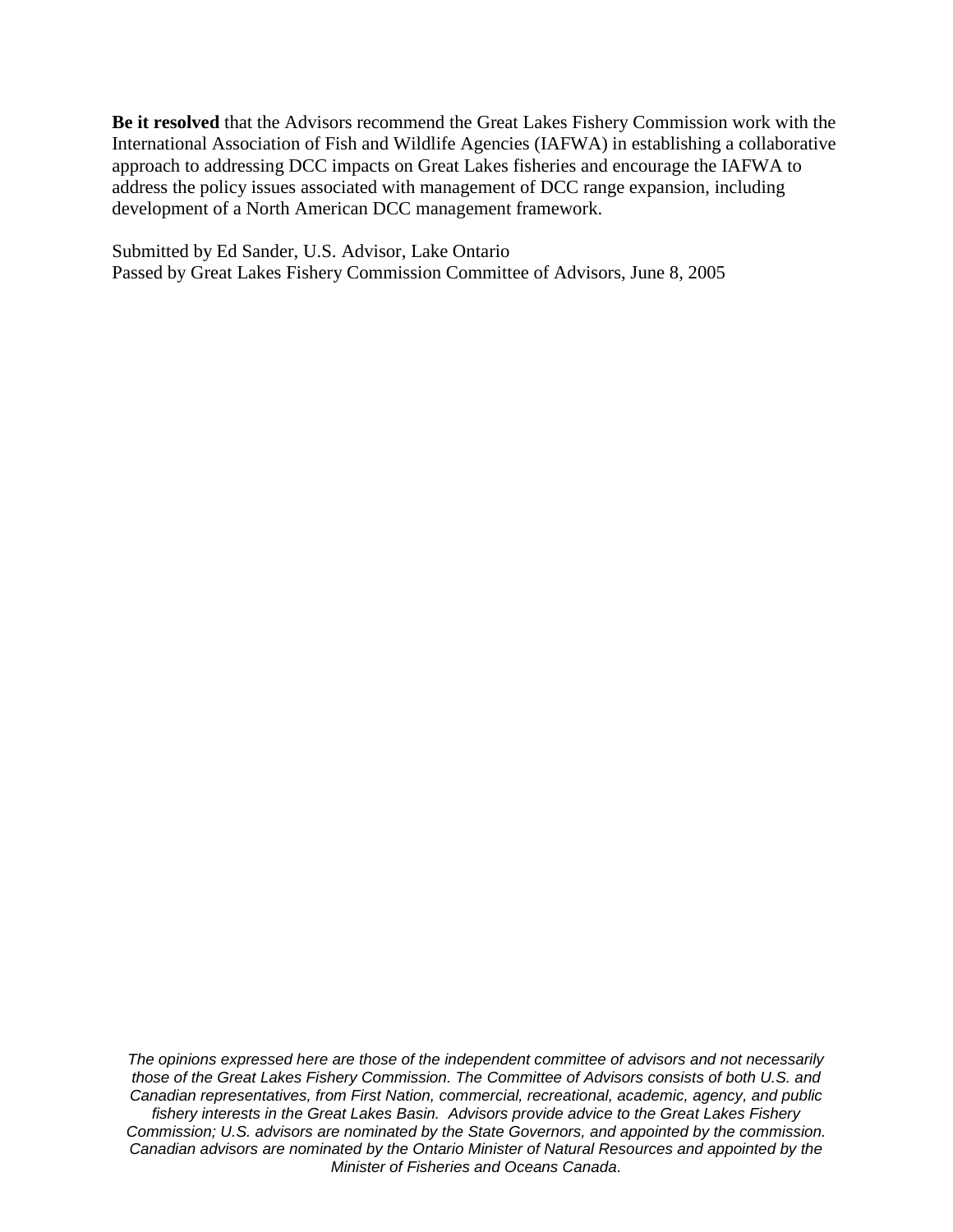**Be it resolved** that the Advisors recommend the Great Lakes Fishery Commission work with the International Association of Fish and Wildlife Agencies (IAFWA) in establishing a collaborative approach to addressing DCC impacts on Great Lakes fisheries and encourage the IAFWA to address the policy issues associated with management of DCC range expansion, including development of a North American DCC management framework.

Submitted by Ed Sander, U.S. Advisor, Lake Ontario
Passed by Great Lakes Fishery Commission Committee of Advisors, June 8, 2005

*The opinions expressed here are those of the independent committee of advisors and not necessarily those of the Great Lakes Fishery Commission. The Committee of Advisors consists of both U.S. and Canadian representatives, from First Nation, commercial, recreational, academic, agency, and public fishery interests in the Great Lakes Basin. Advisors provide advice to the Great Lakes Fishery Commission; U.S. advisors are nominated by the State Governors, and appointed by the commission. Canadian advisors are nominated by the Ontario Minister of Natural Resources and appointed by the Minister of Fisheries and Oceans Canada.*